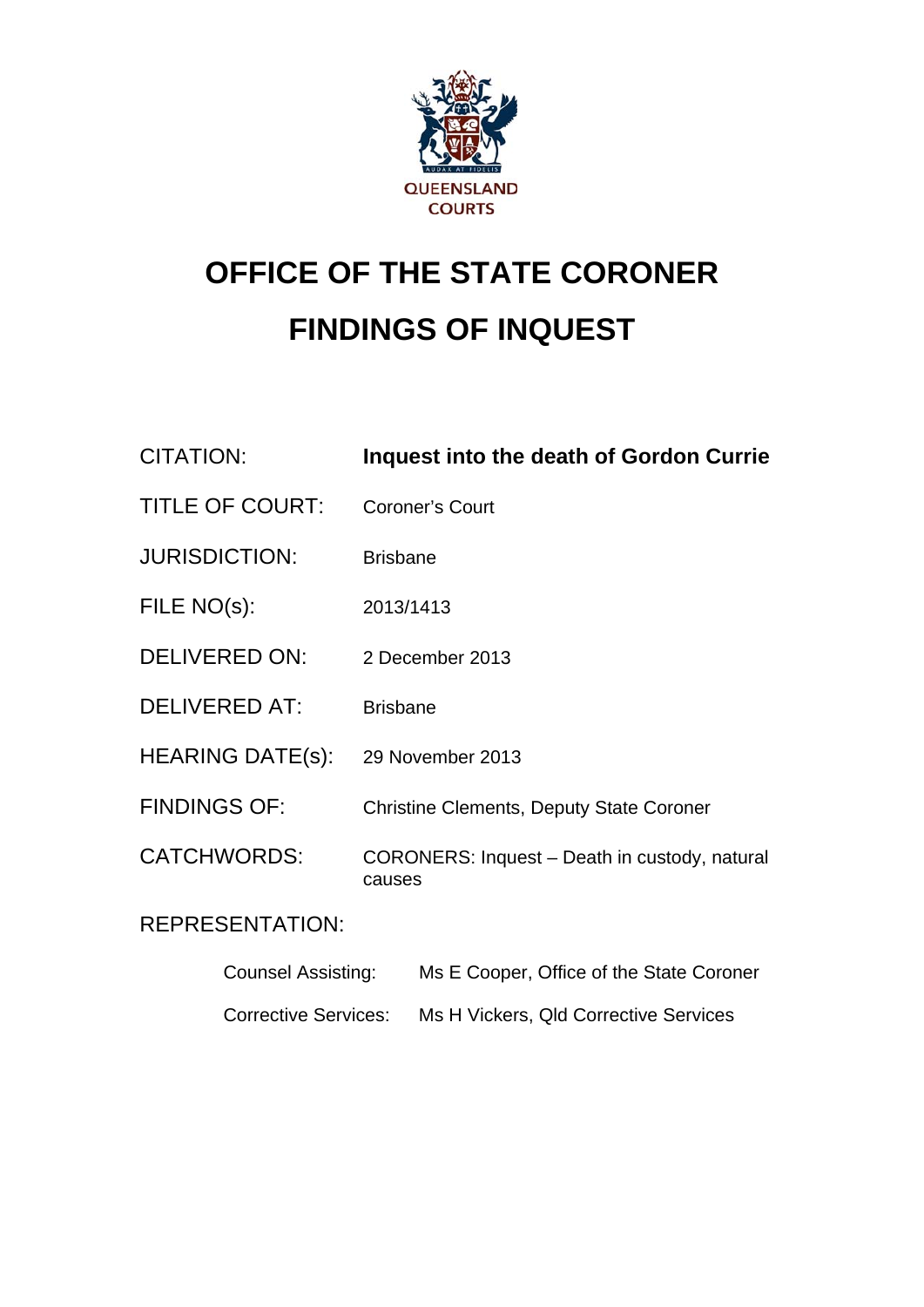QUEENSLAND COURTS

# OFFICE OF THE STATE CORONER

# FINDINGS OF INQUEST

| | |
|---|---|
| CITATION: | **Inquest into the death of Gordon Currie** |
| TITLE OF COURT: | Coroner's Court |
| JURISDICTION: | Brisbane |
| FILE NO(s): | 2013/1413 |
| DELIVERED ON: | 2 December 2013 |
| DELIVERED AT: | Brisbane |
| HEARING DATE(s): | 29 November 2013 |
| FINDINGS OF: | Christine Clements, Deputy State Coroner |
| CATCHWORDS: | CORONERS: Inquest – Death in custody, natural causes |

REPRESENTATION:

| | |
|---|---|
| Counsel Assisting: | Ms E Cooper, Office of the State Coroner |
| Corrective Services: | Ms H Vickers, Qld Corrective Services |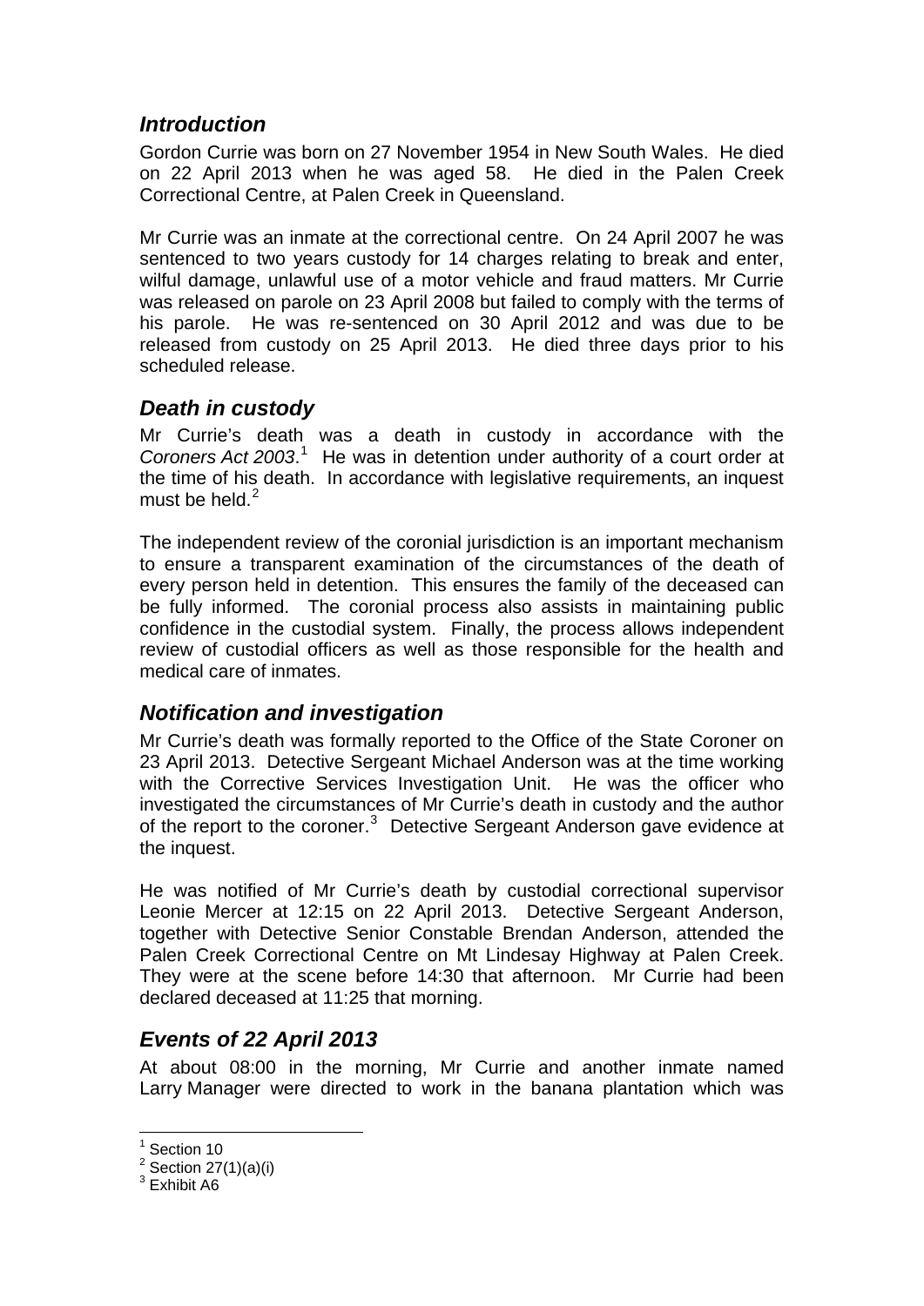## *Introduction*

Gordon Currie was born on 27 November 1954 in New South Wales. He died on 22 April 2013 when he was aged 58. He died in the Palen Creek Correctional Centre, at Palen Creek in Queensland.

Mr Currie was an inmate at the correctional centre. On 24 April 2007 he was sentenced to two years custody for 14 charges relating to break and enter, wilful damage, unlawful use of a motor vehicle and fraud matters. Mr Currie was released on parole on 23 April 2008 but failed to comply with the terms of his parole. He was re-sentenced on 30 April 2012 and was due to be released from custody on 25 April 2013. He died three days prior to his scheduled release.

## *Death in custody*

Mr Currie's death was a death in custody in accordance with the *Coroners Act 2003*.[1] He was in detention under authority of a court order at the time of his death. In accordance with legislative requirements, an inquest must be held.[2]

The independent review of the coronial jurisdiction is an important mechanism to ensure a transparent examination of the circumstances of the death of every person held in detention. This ensures the family of the deceased can be fully informed. The coronial process also assists in maintaining public confidence in the custodial system. Finally, the process allows independent review of custodial officers as well as those responsible for the health and medical care of inmates.

## *Notification and investigation*

Mr Currie's death was formally reported to the Office of the State Coroner on 23 April 2013. Detective Sergeant Michael Anderson was at the time working with the Corrective Services Investigation Unit. He was the officer who investigated the circumstances of Mr Currie's death in custody and the author of the report to the coroner.[3] Detective Sergeant Anderson gave evidence at the inquest.

He was notified of Mr Currie's death by custodial correctional supervisor Leonie Mercer at 12:15 on 22 April 2013. Detective Sergeant Anderson, together with Detective Senior Constable Brendan Anderson, attended the Palen Creek Correctional Centre on Mt Lindesay Highway at Palen Creek. They were at the scene before 14:30 that afternoon. Mr Currie had been declared deceased at 11:25 that morning.

## *Events of 22 April 2013*

At about 08:00 in the morning, Mr Currie and another inmate named Larry Manager were directed to work in the banana plantation which was

---

[1] Section 10

[2] Section 27(1)(a)(i)

[3] Exhibit A6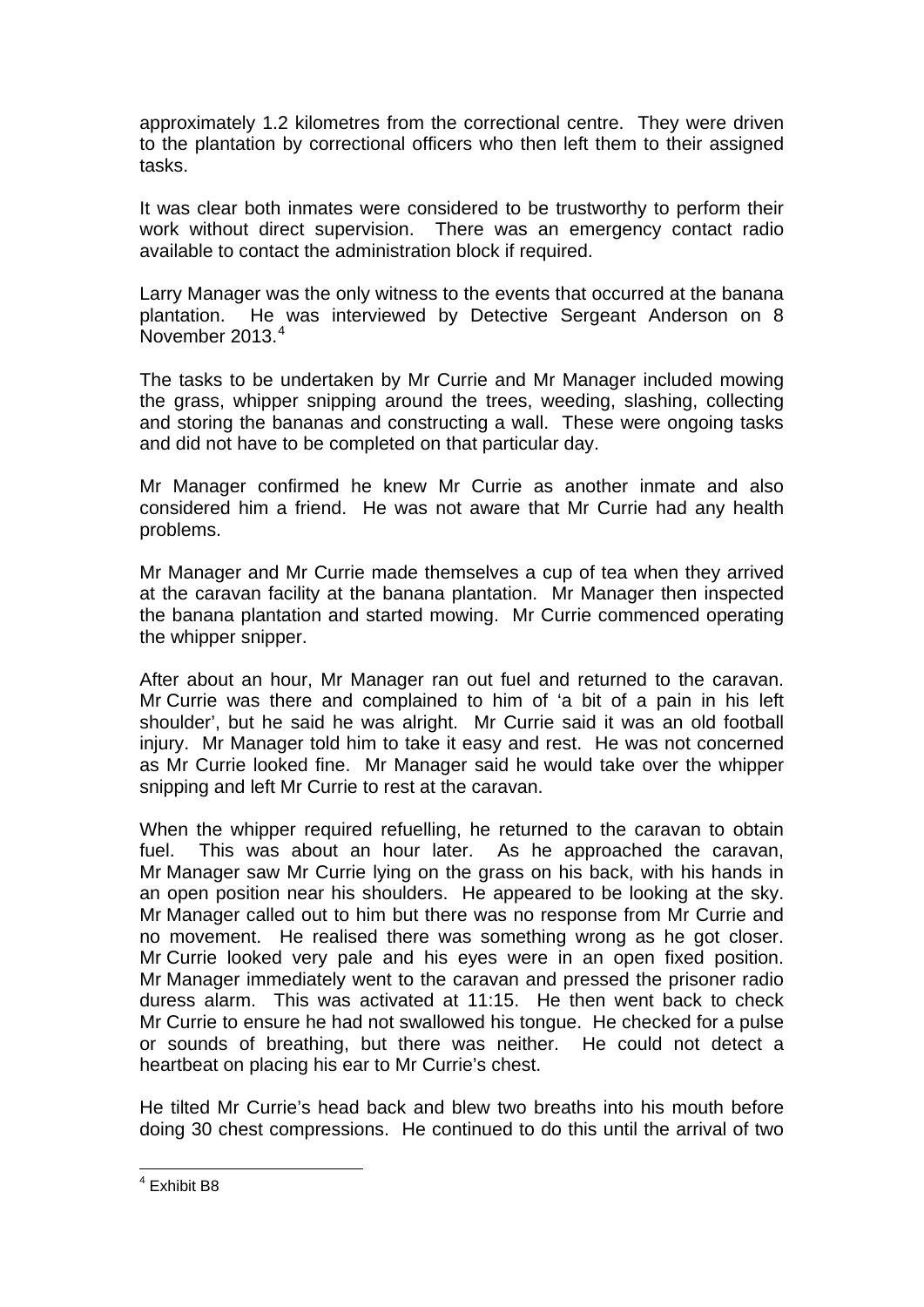approximately 1.2 kilometres from the correctional centre. They were driven to the plantation by correctional officers who then left them to their assigned tasks.

It was clear both inmates were considered to be trustworthy to perform their work without direct supervision. There was an emergency contact radio available to contact the administration block if required.

Larry Manager was the only witness to the events that occurred at the banana plantation. He was interviewed by Detective Sergeant Anderson on 8 November 2013.[4]

The tasks to be undertaken by Mr Currie and Mr Manager included mowing the grass, whipper snipping around the trees, weeding, slashing, collecting and storing the bananas and constructing a wall. These were ongoing tasks and did not have to be completed on that particular day.

Mr Manager confirmed he knew Mr Currie as another inmate and also considered him a friend. He was not aware that Mr Currie had any health problems.

Mr Manager and Mr Currie made themselves a cup of tea when they arrived at the caravan facility at the banana plantation. Mr Manager then inspected the banana plantation and started mowing. Mr Currie commenced operating the whipper snipper.

After about an hour, Mr Manager ran out fuel and returned to the caravan. Mr Currie was there and complained to him of 'a bit of a pain in his left shoulder', but he said he was alright. Mr Currie said it was an old football injury. Mr Manager told him to take it easy and rest. He was not concerned as Mr Currie looked fine. Mr Manager said he would take over the whipper snipping and left Mr Currie to rest at the caravan.

When the whipper required refuelling, he returned to the caravan to obtain fuel. This was about an hour later. As he approached the caravan, Mr Manager saw Mr Currie lying on the grass on his back, with his hands in an open position near his shoulders. He appeared to be looking at the sky. Mr Manager called out to him but there was no response from Mr Currie and no movement. He realised there was something wrong as he got closer. Mr Currie looked very pale and his eyes were in an open fixed position. Mr Manager immediately went to the caravan and pressed the prisoner radio duress alarm. This was activated at 11:15. He then went back to check Mr Currie to ensure he had not swallowed his tongue. He checked for a pulse or sounds of breathing, but there was neither. He could not detect a heartbeat on placing his ear to Mr Currie's chest.

He tilted Mr Currie's head back and blew two breaths into his mouth before doing 30 chest compressions. He continued to do this until the arrival of two

[4] Exhibit B8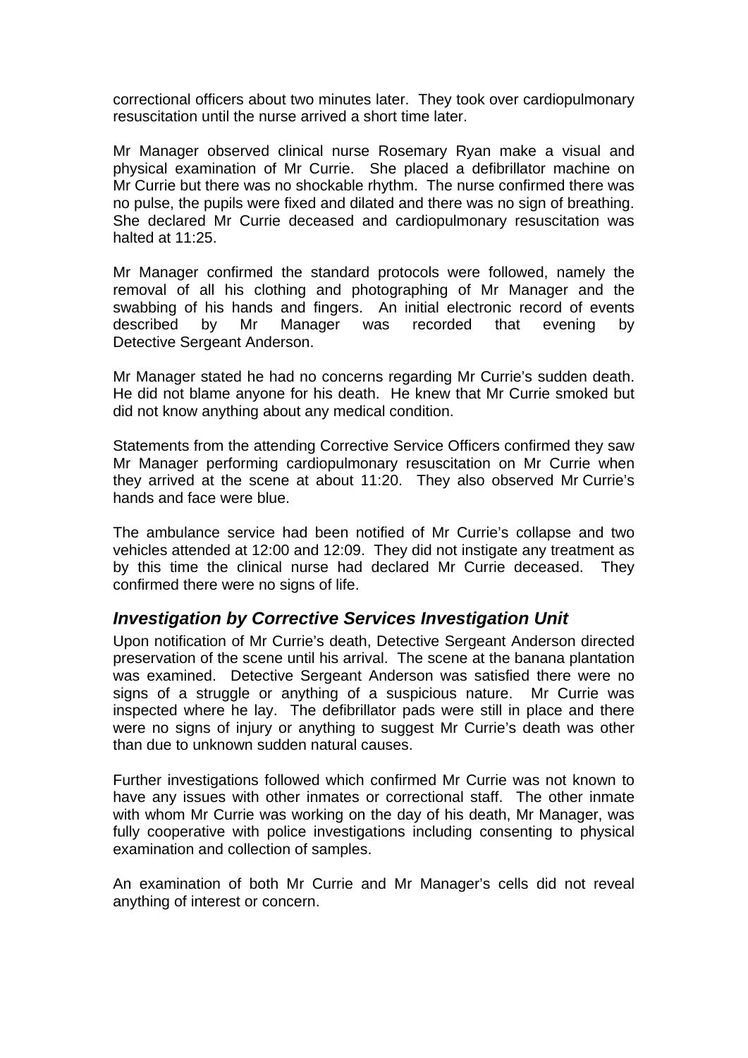correctional officers about two minutes later. They took over cardiopulmonary resuscitation until the nurse arrived a short time later.

Mr Manager observed clinical nurse Rosemary Ryan make a visual and physical examination of Mr Currie. She placed a defibrillator machine on Mr Currie but there was no shockable rhythm. The nurse confirmed there was no pulse, the pupils were fixed and dilated and there was no sign of breathing. She declared Mr Currie deceased and cardiopulmonary resuscitation was halted at 11:25.

Mr Manager confirmed the standard protocols were followed, namely the removal of all his clothing and photographing of Mr Manager and the swabbing of his hands and fingers. An initial electronic record of events described by Mr Manager was recorded that evening by Detective Sergeant Anderson.

Mr Manager stated he had no concerns regarding Mr Currie's sudden death. He did not blame anyone for his death. He knew that Mr Currie smoked but did not know anything about any medical condition.

Statements from the attending Corrective Service Officers confirmed they saw Mr Manager performing cardiopulmonary resuscitation on Mr Currie when they arrived at the scene at about 11:20. They also observed Mr Currie's hands and face were blue.

The ambulance service had been notified of Mr Currie's collapse and two vehicles attended at 12:00 and 12:09. They did not instigate any treatment as by this time the clinical nurse had declared Mr Currie deceased. They confirmed there were no signs of life.

## *Investigation by Corrective Services Investigation Unit*

Upon notification of Mr Currie's death, Detective Sergeant Anderson directed preservation of the scene until his arrival. The scene at the banana plantation was examined. Detective Sergeant Anderson was satisfied there were no signs of a struggle or anything of a suspicious nature. Mr Currie was inspected where he lay. The defibrillator pads were still in place and there were no signs of injury or anything to suggest Mr Currie's death was other than due to unknown sudden natural causes.

Further investigations followed which confirmed Mr Currie was not known to have any issues with other inmates or correctional staff. The other inmate with whom Mr Currie was working on the day of his death, Mr Manager, was fully cooperative with police investigations including consenting to physical examination and collection of samples.

An examination of both Mr Currie and Mr Manager's cells did not reveal anything of interest or concern.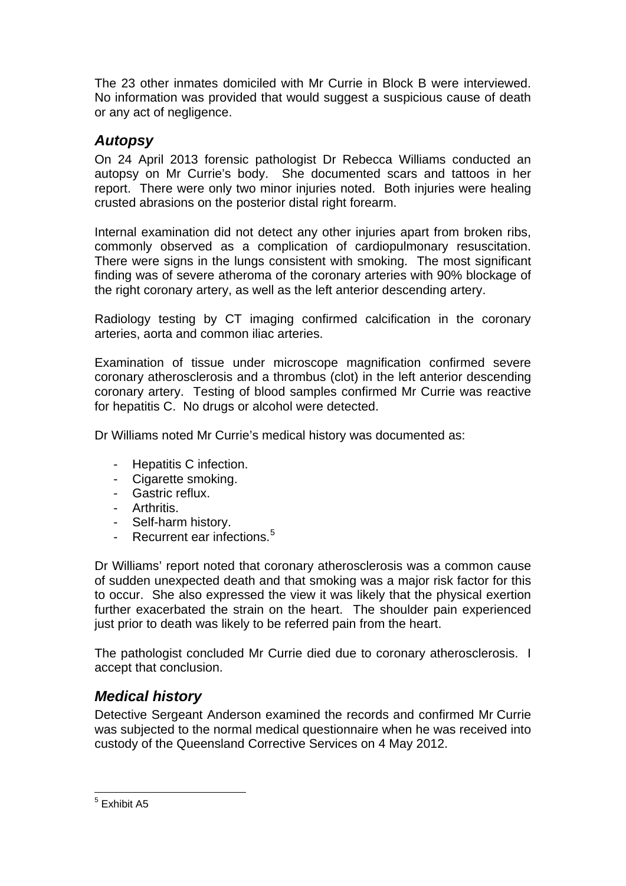The 23 other inmates domiciled with Mr Currie in Block B were interviewed. No information was provided that would suggest a suspicious cause of death or any act of negligence.

## *Autopsy*

On 24 April 2013 forensic pathologist Dr Rebecca Williams conducted an autopsy on Mr Currie's body. She documented scars and tattoos in her report. There were only two minor injuries noted. Both injuries were healing crusted abrasions on the posterior distal right forearm.

Internal examination did not detect any other injuries apart from broken ribs, commonly observed as a complication of cardiopulmonary resuscitation. There were signs in the lungs consistent with smoking. The most significant finding was of severe atheroma of the coronary arteries with 90% blockage of the right coronary artery, as well as the left anterior descending artery.

Radiology testing by CT imaging confirmed calcification in the coronary arteries, aorta and common iliac arteries.

Examination of tissue under microscope magnification confirmed severe coronary atherosclerosis and a thrombus (clot) in the left anterior descending coronary artery. Testing of blood samples confirmed Mr Currie was reactive for hepatitis C. No drugs or alcohol were detected.

Dr Williams noted Mr Currie's medical history was documented as:

- Hepatitis C infection.
- Cigarette smoking.
- Gastric reflux.
- Arthritis.
- Self-harm history.
- Recurrent ear infections.[5]

Dr Williams' report noted that coronary atherosclerosis was a common cause of sudden unexpected death and that smoking was a major risk factor for this to occur. She also expressed the view it was likely that the physical exertion further exacerbated the strain on the heart. The shoulder pain experienced just prior to death was likely to be referred pain from the heart.

The pathologist concluded Mr Currie died due to coronary atherosclerosis. I accept that conclusion.

## *Medical history*

Detective Sergeant Anderson examined the records and confirmed Mr Currie was subjected to the normal medical questionnaire when he was received into custody of the Queensland Corrective Services on 4 May 2012.

---

[5] Exhibit A5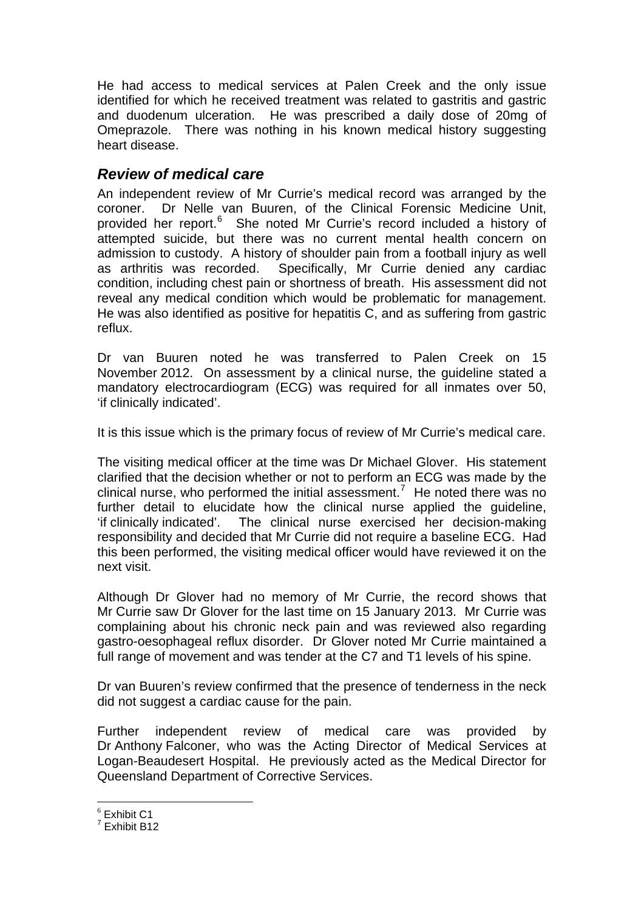He had access to medical services at Palen Creek and the only issue identified for which he received treatment was related to gastritis and gastric and duodenum ulceration. He was prescribed a daily dose of 20mg of Omeprazole. There was nothing in his known medical history suggesting heart disease.

## *Review of medical care*

An independent review of Mr Currie's medical record was arranged by the coroner. Dr Nelle van Buuren, of the Clinical Forensic Medicine Unit, provided her report.[6] She noted Mr Currie's record included a history of attempted suicide, but there was no current mental health concern on admission to custody. A history of shoulder pain from a football injury as well as arthritis was recorded. Specifically, Mr Currie denied any cardiac condition, including chest pain or shortness of breath. His assessment did not reveal any medical condition which would be problematic for management. He was also identified as positive for hepatitis C, and as suffering from gastric reflux.

Dr van Buuren noted he was transferred to Palen Creek on 15 November 2012. On assessment by a clinical nurse, the guideline stated a mandatory electrocardiogram (ECG) was required for all inmates over 50, 'if clinically indicated'.

It is this issue which is the primary focus of review of Mr Currie's medical care.

The visiting medical officer at the time was Dr Michael Glover. His statement clarified that the decision whether or not to perform an ECG was made by the clinical nurse, who performed the initial assessment.[7] He noted there was no further detail to elucidate how the clinical nurse applied the guideline, 'if clinically indicated'. The clinical nurse exercised her decision-making responsibility and decided that Mr Currie did not require a baseline ECG. Had this been performed, the visiting medical officer would have reviewed it on the next visit.

Although Dr Glover had no memory of Mr Currie, the record shows that Mr Currie saw Dr Glover for the last time on 15 January 2013. Mr Currie was complaining about his chronic neck pain and was reviewed also regarding gastro-oesophageal reflux disorder. Dr Glover noted Mr Currie maintained a full range of movement and was tender at the C7 and T1 levels of his spine.

Dr van Buuren's review confirmed that the presence of tenderness in the neck did not suggest a cardiac cause for the pain.

Further independent review of medical care was provided by Dr Anthony Falconer, who was the Acting Director of Medical Services at Logan-Beaudesert Hospital. He previously acted as the Medical Director for Queensland Department of Corrective Services.

---

[6] Exhibit C1

[7] Exhibit B12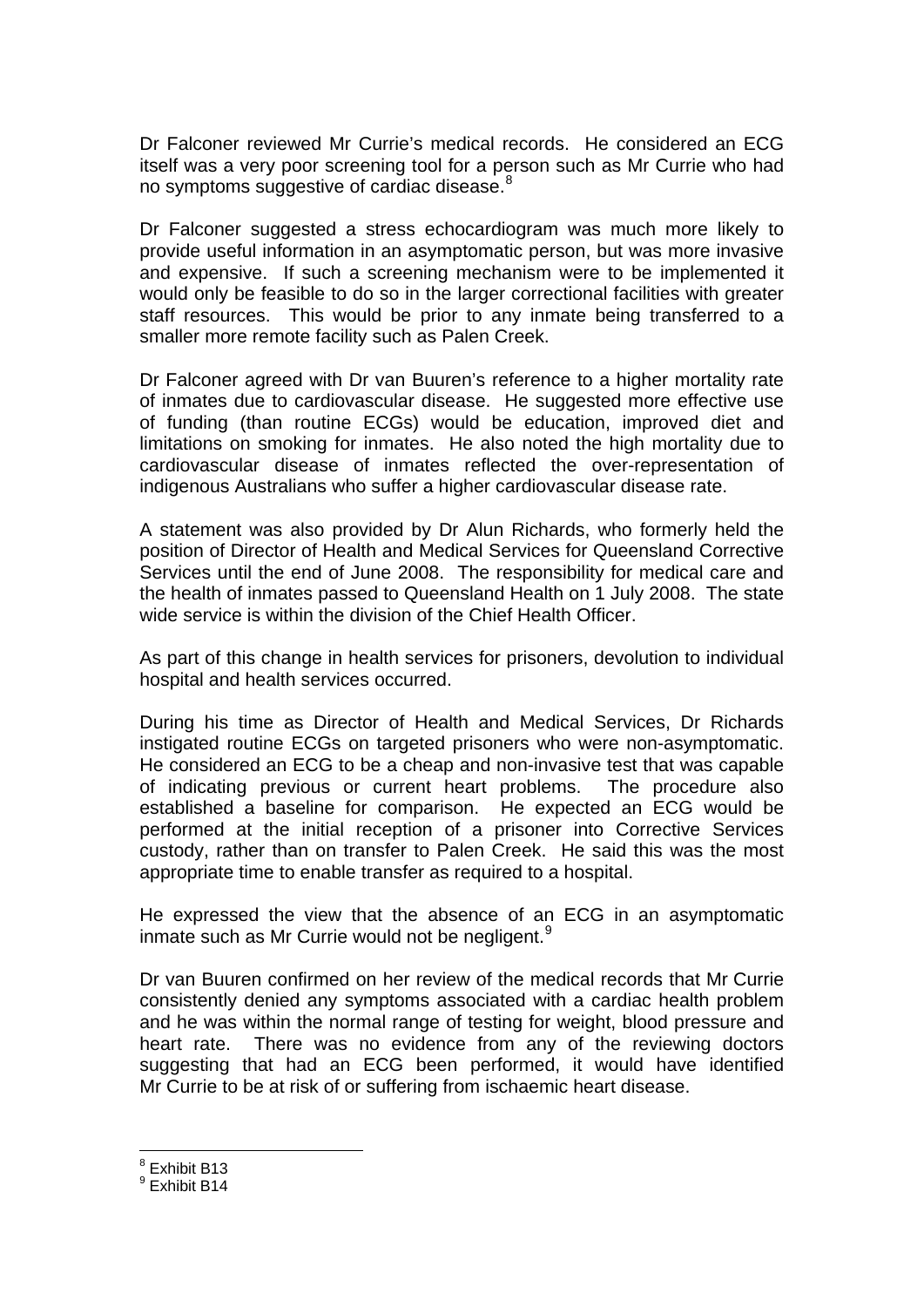Dr Falconer reviewed Mr Currie's medical records. He considered an ECG itself was a very poor screening tool for a person such as Mr Currie who had no symptoms suggestive of cardiac disease.[8]

Dr Falconer suggested a stress echocardiogram was much more likely to provide useful information in an asymptomatic person, but was more invasive and expensive. If such a screening mechanism were to be implemented it would only be feasible to do so in the larger correctional facilities with greater staff resources. This would be prior to any inmate being transferred to a smaller more remote facility such as Palen Creek.

Dr Falconer agreed with Dr van Buuren's reference to a higher mortality rate of inmates due to cardiovascular disease. He suggested more effective use of funding (than routine ECGs) would be education, improved diet and limitations on smoking for inmates. He also noted the high mortality due to cardiovascular disease of inmates reflected the over-representation of indigenous Australians who suffer a higher cardiovascular disease rate.

A statement was also provided by Dr Alun Richards, who formerly held the position of Director of Health and Medical Services for Queensland Corrective Services until the end of June 2008. The responsibility for medical care and the health of inmates passed to Queensland Health on 1 July 2008. The state wide service is within the division of the Chief Health Officer.

As part of this change in health services for prisoners, devolution to individual hospital and health services occurred.

During his time as Director of Health and Medical Services, Dr Richards instigated routine ECGs on targeted prisoners who were non-asymptomatic. He considered an ECG to be a cheap and non-invasive test that was capable of indicating previous or current heart problems. The procedure also established a baseline for comparison. He expected an ECG would be performed at the initial reception of a prisoner into Corrective Services custody, rather than on transfer to Palen Creek. He said this was the most appropriate time to enable transfer as required to a hospital.

He expressed the view that the absence of an ECG in an asymptomatic inmate such as Mr Currie would not be negligent.[9]

Dr van Buuren confirmed on her review of the medical records that Mr Currie consistently denied any symptoms associated with a cardiac health problem and he was within the normal range of testing for weight, blood pressure and heart rate. There was no evidence from any of the reviewing doctors suggesting that had an ECG been performed, it would have identified Mr Currie to be at risk of or suffering from ischaemic heart disease.

---

[8] Exhibit B13
[9] Exhibit B14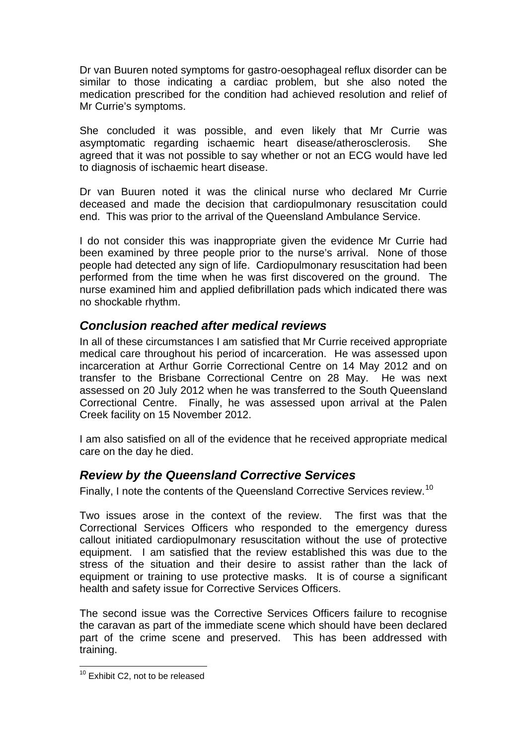Dr van Buuren noted symptoms for gastro-oesophageal reflux disorder can be similar to those indicating a cardiac problem, but she also noted the medication prescribed for the condition had achieved resolution and relief of Mr Currie's symptoms.

She concluded it was possible, and even likely that Mr Currie was asymptomatic regarding ischaemic heart disease/atherosclerosis. She agreed that it was not possible to say whether or not an ECG would have led to diagnosis of ischaemic heart disease.

Dr van Buuren noted it was the clinical nurse who declared Mr Currie deceased and made the decision that cardiopulmonary resuscitation could end. This was prior to the arrival of the Queensland Ambulance Service.

I do not consider this was inappropriate given the evidence Mr Currie had been examined by three people prior to the nurse's arrival. None of those people had detected any sign of life. Cardiopulmonary resuscitation had been performed from the time when he was first discovered on the ground. The nurse examined him and applied defibrillation pads which indicated there was no shockable rhythm.

## *Conclusion reached after medical reviews*

In all of these circumstances I am satisfied that Mr Currie received appropriate medical care throughout his period of incarceration. He was assessed upon incarceration at Arthur Gorrie Correctional Centre on 14 May 2012 and on transfer to the Brisbane Correctional Centre on 28 May. He was next assessed on 20 July 2012 when he was transferred to the South Queensland Correctional Centre. Finally, he was assessed upon arrival at the Palen Creek facility on 15 November 2012.

I am also satisfied on all of the evidence that he received appropriate medical care on the day he died.

## *Review by the Queensland Corrective Services*

Finally, I note the contents of the Queensland Corrective Services review.[10]

Two issues arose in the context of the review. The first was that the Correctional Services Officers who responded to the emergency duress callout initiated cardiopulmonary resuscitation without the use of protective equipment. I am satisfied that the review established this was due to the stress of the situation and their desire to assist rather than the lack of equipment or training to use protective masks. It is of course a significant health and safety issue for Corrective Services Officers.

The second issue was the Corrective Services Officers failure to recognise the caravan as part of the immediate scene which should have been declared part of the crime scene and preserved. This has been addressed with training.

[10] Exhibit C2, not to be released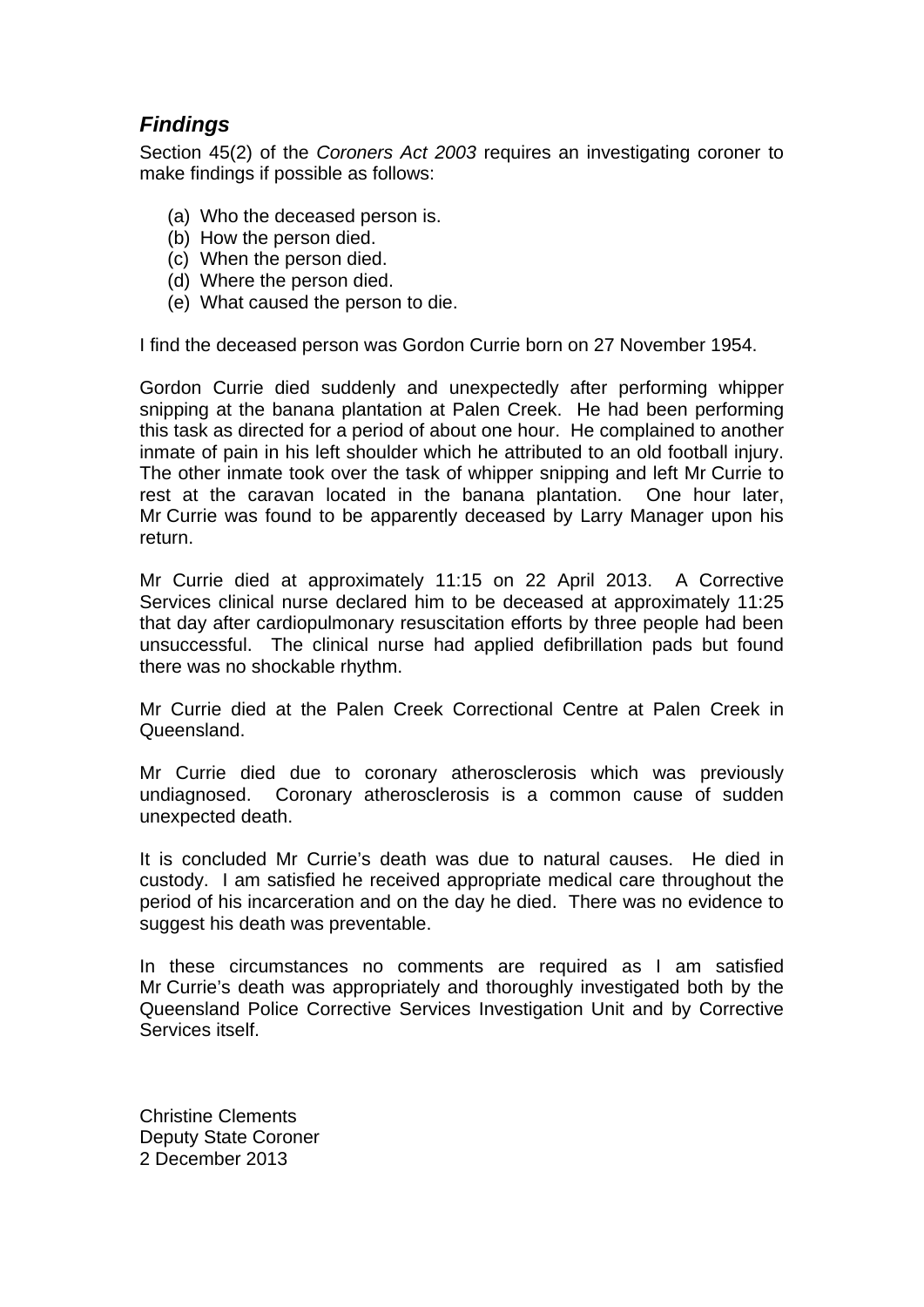## *Findings*

Section 45(2) of the *Coroners Act 2003* requires an investigating coroner to make findings if possible as follows:

(a) Who the deceased person is.
(b) How the person died.
(c) When the person died.
(d) Where the person died.
(e) What caused the person to die.

I find the deceased person was Gordon Currie born on 27 November 1954.

Gordon Currie died suddenly and unexpectedly after performing whipper snipping at the banana plantation at Palen Creek. He had been performing this task as directed for a period of about one hour. He complained to another inmate of pain in his left shoulder which he attributed to an old football injury. The other inmate took over the task of whipper snipping and left Mr Currie to rest at the caravan located in the banana plantation. One hour later, Mr Currie was found to be apparently deceased by Larry Manager upon his return.

Mr Currie died at approximately 11:15 on 22 April 2013. A Corrective Services clinical nurse declared him to be deceased at approximately 11:25 that day after cardiopulmonary resuscitation efforts by three people had been unsuccessful. The clinical nurse had applied defibrillation pads but found there was no shockable rhythm.

Mr Currie died at the Palen Creek Correctional Centre at Palen Creek in Queensland.

Mr Currie died due to coronary atherosclerosis which was previously undiagnosed. Coronary atherosclerosis is a common cause of sudden unexpected death.

It is concluded Mr Currie's death was due to natural causes. He died in custody. I am satisfied he received appropriate medical care throughout the period of his incarceration and on the day he died. There was no evidence to suggest his death was preventable.

In these circumstances no comments are required as I am satisfied Mr Currie's death was appropriately and thoroughly investigated both by the Queensland Police Corrective Services Investigation Unit and by Corrective Services itself.

Christine Clements
Deputy State Coroner
2 December 2013